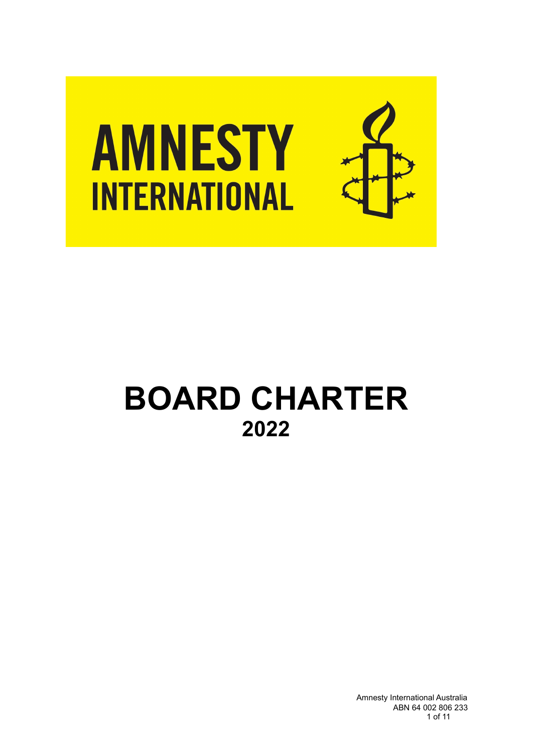AMNESTY INTERNATIONAL

# BOARD CHARTER

## 2022

Amnesty International Australia
ABN 64 002 806 233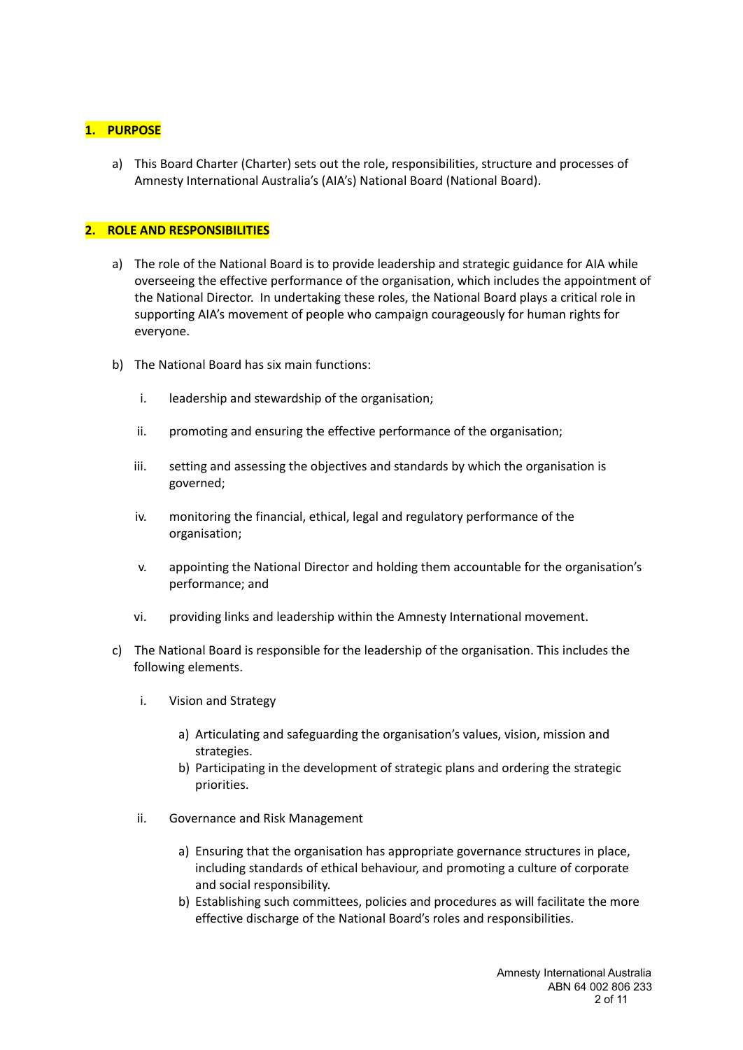## 1. PURPOSE

a) This Board Charter (Charter) sets out the role, responsibilities, structure and processes of Amnesty International Australia's (AIA's) National Board (National Board).

## 2. ROLE AND RESPONSIBILITIES

a) The role of the National Board is to provide leadership and strategic guidance for AIA while overseeing the effective performance of the organisation, which includes the appointment of the National Director. In undertaking these roles, the National Board plays a critical role in supporting AIA's movement of people who campaign courageously for human rights for everyone.

b) The National Board has six main functions:

   i. leadership and stewardship of the organisation;

   ii. promoting and ensuring the effective performance of the organisation;

   iii. setting and assessing the objectives and standards by which the organisation is governed;

   iv. monitoring the financial, ethical, legal and regulatory performance of the organisation;

   v. appointing the National Director and holding them accountable for the organisation's performance; and

   vi. providing links and leadership within the Amnesty International movement.

c) The National Board is responsible for the leadership of the organisation. This includes the following elements.

   i. Vision and Strategy

      a) Articulating and safeguarding the organisation's values, vision, mission and strategies.
      b) Participating in the development of strategic plans and ordering the strategic priorities.

   ii. Governance and Risk Management

      a) Ensuring that the organisation has appropriate governance structures in place, including standards of ethical behaviour, and promoting a culture of corporate and social responsibility.
      b) Establishing such committees, policies and procedures as will facilitate the more effective discharge of the National Board's roles and responsibilities.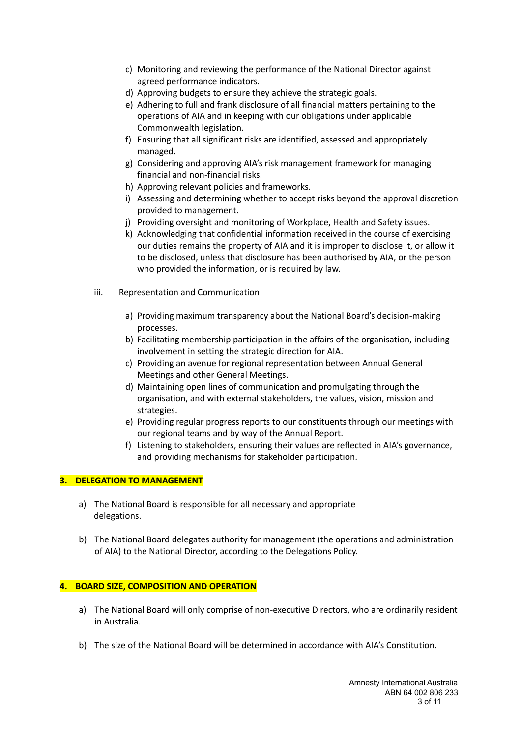c) Monitoring and reviewing the performance of the National Director against agreed performance indicators.
d) Approving budgets to ensure they achieve the strategic goals.
e) Adhering to full and frank disclosure of all financial matters pertaining to the operations of AIA and in keeping with our obligations under applicable Commonwealth legislation.
f) Ensuring that all significant risks are identified, assessed and appropriately managed.
g) Considering and approving AIA's risk management framework for managing financial and non-financial risks.
h) Approving relevant policies and frameworks.
i) Assessing and determining whether to accept risks beyond the approval discretion provided to management.
j) Providing oversight and monitoring of Workplace, Health and Safety issues.
k) Acknowledging that confidential information received in the course of exercising our duties remains the property of AIA and it is improper to disclose it, or allow it to be disclosed, unless that disclosure has been authorised by AIA, or the person who provided the information, or is required by law.

iii. Representation and Communication

a) Providing maximum transparency about the National Board's decision-making processes.
b) Facilitating membership participation in the affairs of the organisation, including involvement in setting the strategic direction for AIA.
c) Providing an avenue for regional representation between Annual General Meetings and other General Meetings.
d) Maintaining open lines of communication and promulgating through the organisation, and with external stakeholders, the values, vision, mission and strategies.
e) Providing regular progress reports to our constituents through our meetings with our regional teams and by way of the Annual Report.
f) Listening to stakeholders, ensuring their values are reflected in AIA's governance, and providing mechanisms for stakeholder participation.

## 3. DELEGATION TO MANAGEMENT

a) The National Board is responsible for all necessary and appropriate delegations.

b) The National Board delegates authority for management (the operations and administration of AIA) to the National Director, according to the Delegations Policy.

## 4. BOARD SIZE, COMPOSITION AND OPERATION

a) The National Board will only comprise of non-executive Directors, who are ordinarily resident in Australia.

b) The size of the National Board will be determined in accordance with AIA's Constitution.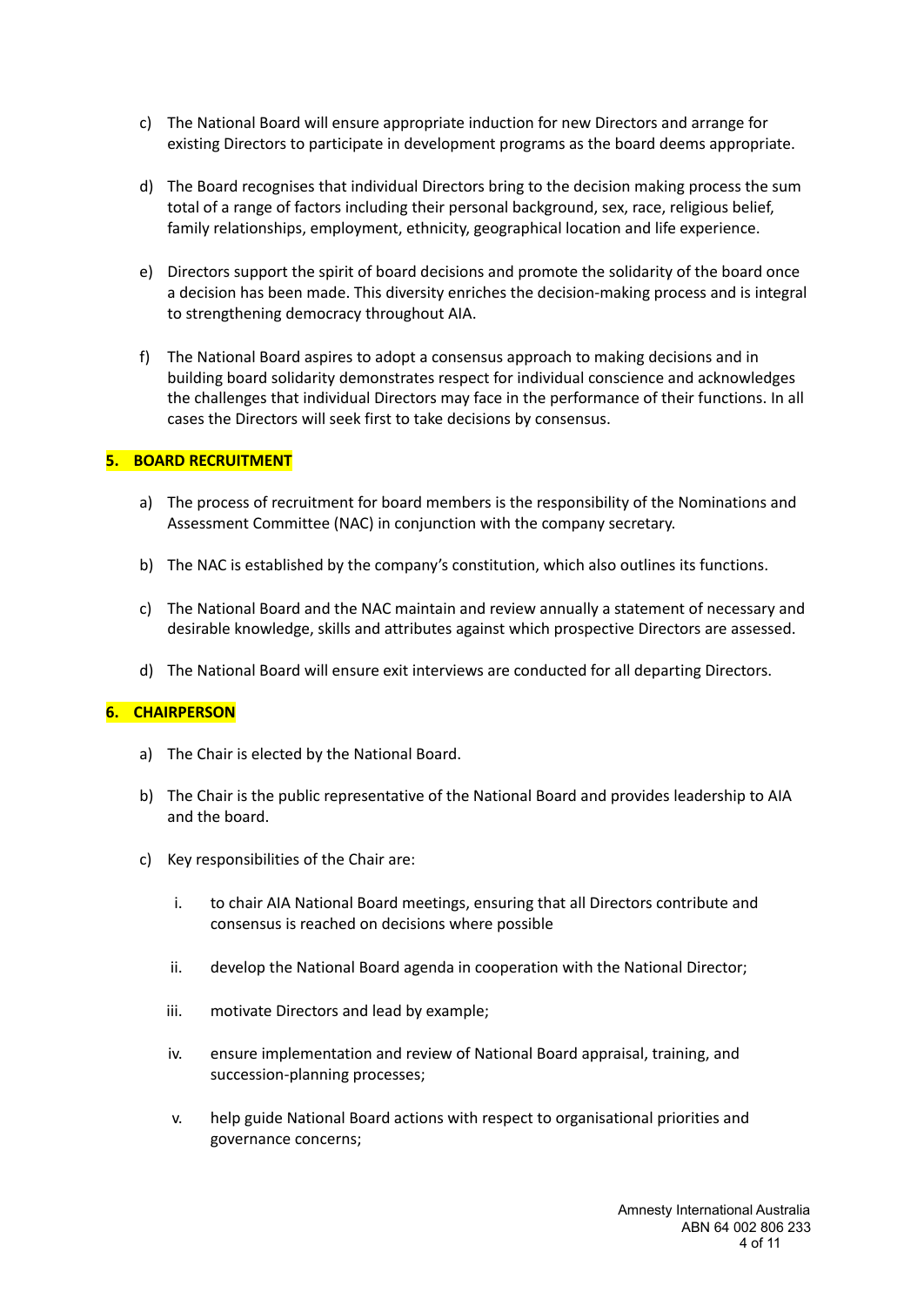c) The National Board will ensure appropriate induction for new Directors and arrange for existing Directors to participate in development programs as the board deems appropriate.

d) The Board recognises that individual Directors bring to the decision making process the sum total of a range of factors including their personal background, sex, race, religious belief, family relationships, employment, ethnicity, geographical location and life experience.

e) Directors support the spirit of board decisions and promote the solidarity of the board once a decision has been made. This diversity enriches the decision-making process and is integral to strengthening democracy throughout AIA.

f) The National Board aspires to adopt a consensus approach to making decisions and in building board solidarity demonstrates respect for individual conscience and acknowledges the challenges that individual Directors may face in the performance of their functions. In all cases the Directors will seek first to take decisions by consensus.

## 5. BOARD RECRUITMENT

a) The process of recruitment for board members is the responsibility of the Nominations and Assessment Committee (NAC) in conjunction with the company secretary.

b) The NAC is established by the company's constitution, which also outlines its functions.

c) The National Board and the NAC maintain and review annually a statement of necessary and desirable knowledge, skills and attributes against which prospective Directors are assessed.

d) The National Board will ensure exit interviews are conducted for all departing Directors.

## 6. CHAIRPERSON

a) The Chair is elected by the National Board.

b) The Chair is the public representative of the National Board and provides leadership to AIA and the board.

c) Key responsibilities of the Chair are:

   i. to chair AIA National Board meetings, ensuring that all Directors contribute and consensus is reached on decisions where possible

   ii. develop the National Board agenda in cooperation with the National Director;

   iii. motivate Directors and lead by example;

   iv. ensure implementation and review of National Board appraisal, training, and succession-planning processes;

   v. help guide National Board actions with respect to organisational priorities and governance concerns;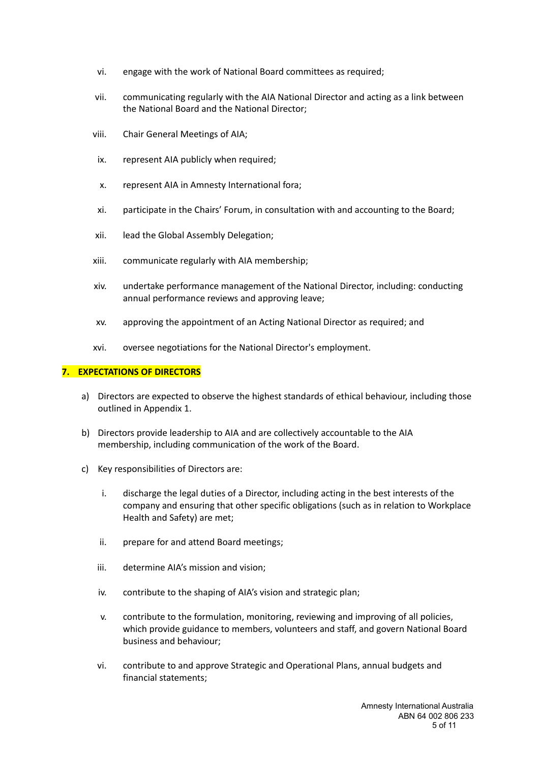vi. engage with the work of National Board committees as required;

vii. communicating regularly with the AIA National Director and acting as a link between the National Board and the National Director;

viii. Chair General Meetings of AIA;

ix. represent AIA publicly when required;

x. represent AIA in Amnesty International fora;

xi. participate in the Chairs' Forum, in consultation with and accounting to the Board;

xii. lead the Global Assembly Delegation;

xiii. communicate regularly with AIA membership;

xiv. undertake performance management of the National Director, including: conducting annual performance reviews and approving leave;

xv. approving the appointment of an Acting National Director as required; and

xvi. oversee negotiations for the National Director's employment.

## 7. EXPECTATIONS OF DIRECTORS

a) Directors are expected to observe the highest standards of ethical behaviour, including those outlined in Appendix 1.

b) Directors provide leadership to AIA and are collectively accountable to the AIA membership, including communication of the work of the Board.

c) Key responsibilities of Directors are:

   i. discharge the legal duties of a Director, including acting in the best interests of the company and ensuring that other specific obligations (such as in relation to Workplace Health and Safety) are met;

   ii. prepare for and attend Board meetings;

   iii. determine AIA's mission and vision;

   iv. contribute to the shaping of AIA's vision and strategic plan;

   v. contribute to the formulation, monitoring, reviewing and improving of all policies, which provide guidance to members, volunteers and staff, and govern National Board business and behaviour;

   vi. contribute to and approve Strategic and Operational Plans, annual budgets and financial statements;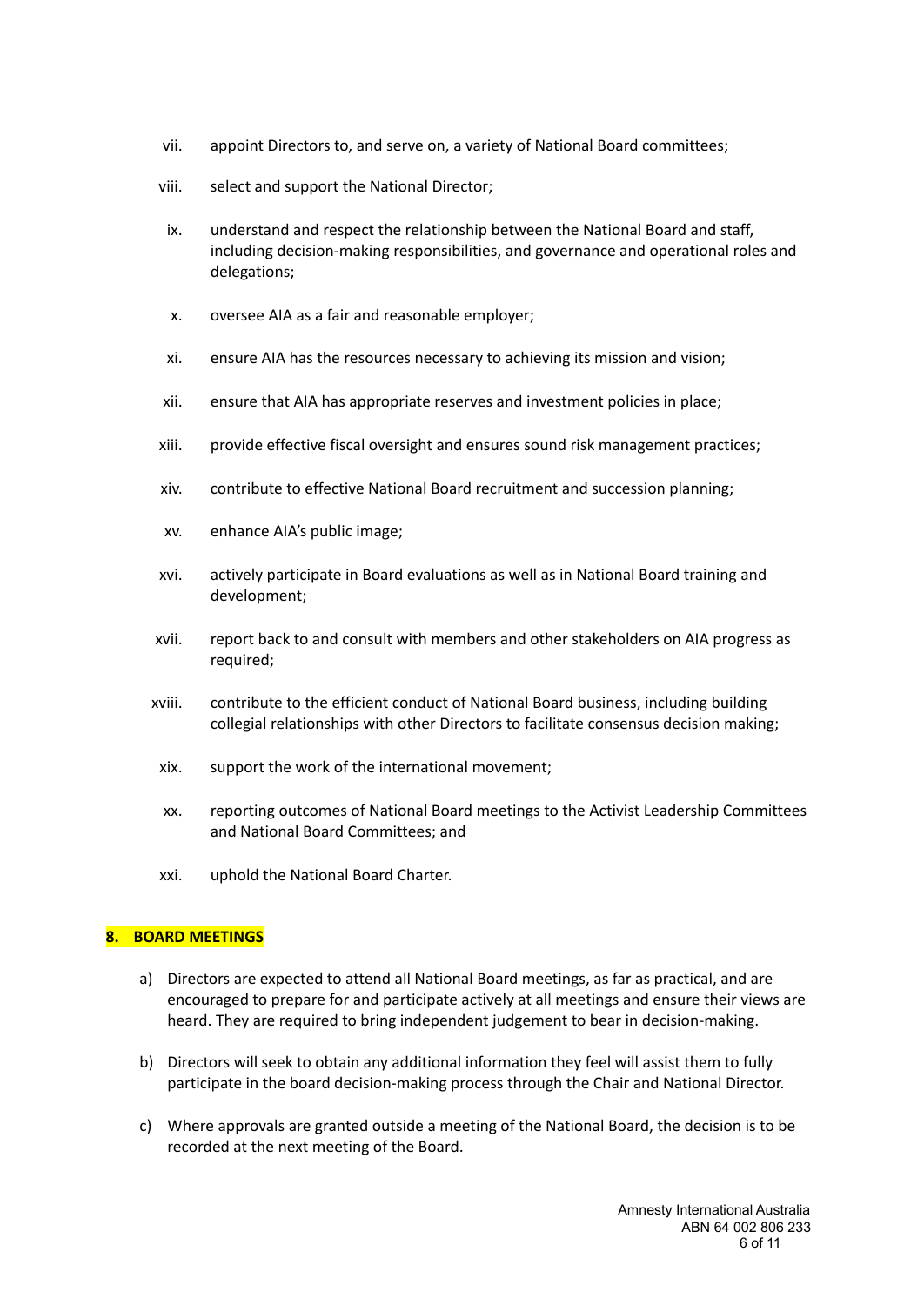vii. appoint Directors to, and serve on, a variety of National Board committees;

viii. select and support the National Director;

ix. understand and respect the relationship between the National Board and staff, including decision-making responsibilities, and governance and operational roles and delegations;

x. oversee AIA as a fair and reasonable employer;

xi. ensure AIA has the resources necessary to achieving its mission and vision;

xii. ensure that AIA has appropriate reserves and investment policies in place;

xiii. provide effective fiscal oversight and ensures sound risk management practices;

xiv. contribute to effective National Board recruitment and succession planning;

xv. enhance AIA's public image;

xvi. actively participate in Board evaluations as well as in National Board training and development;

xvii. report back to and consult with members and other stakeholders on AIA progress as required;

xviii. contribute to the efficient conduct of National Board business, including building collegial relationships with other Directors to facilitate consensus decision making;

xix. support the work of the international movement;

xx. reporting outcomes of National Board meetings to the Activist Leadership Committees and National Board Committees; and

xxi. uphold the National Board Charter.

## 8. BOARD MEETINGS

a) Directors are expected to attend all National Board meetings, as far as practical, and are encouraged to prepare for and participate actively at all meetings and ensure their views are heard. They are required to bring independent judgement to bear in decision-making.

b) Directors will seek to obtain any additional information they feel will assist them to fully participate in the board decision-making process through the Chair and National Director.

c) Where approvals are granted outside a meeting of the National Board, the decision is to be recorded at the next meeting of the Board.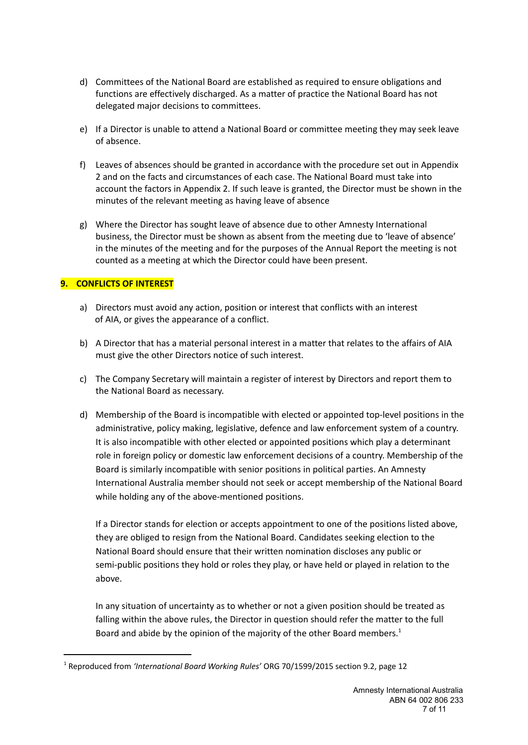d) Committees of the National Board are established as required to ensure obligations and functions are effectively discharged. As a matter of practice the National Board has not delegated major decisions to committees.

e) If a Director is unable to attend a National Board or committee meeting they may seek leave of absence.

f) Leaves of absences should be granted in accordance with the procedure set out in Appendix 2 and on the facts and circumstances of each case. The National Board must take into account the factors in Appendix 2. If such leave is granted, the Director must be shown in the minutes of the relevant meeting as having leave of absence

g) Where the Director has sought leave of absence due to other Amnesty International business, the Director must be shown as absent from the meeting due to 'leave of absence' in the minutes of the meeting and for the purposes of the Annual Report the meeting is not counted as a meeting at which the Director could have been present.

## 9. CONFLICTS OF INTEREST

a) Directors must avoid any action, position or interest that conflicts with an interest of AIA, or gives the appearance of a conflict.

b) A Director that has a material personal interest in a matter that relates to the affairs of AIA must give the other Directors notice of such interest.

c) The Company Secretary will maintain a register of interest by Directors and report them to the National Board as necessary.

d) Membership of the Board is incompatible with elected or appointed top-level positions in the administrative, policy making, legislative, defence and law enforcement system of a country. It is also incompatible with other elected or appointed positions which play a determinant role in foreign policy or domestic law enforcement decisions of a country. Membership of the Board is similarly incompatible with senior positions in political parties. An Amnesty International Australia member should not seek or accept membership of the National Board while holding any of the above-mentioned positions.

   If a Director stands for election or accepts appointment to one of the positions listed above, they are obliged to resign from the National Board. Candidates seeking election to the National Board should ensure that their written nomination discloses any public or semi-public positions they hold or roles they play, or have held or played in relation to the above.

   In any situation of uncertainty as to whether or not a given position should be treated as falling within the above rules, the Director in question should refer the matter to the full Board and abide by the opinion of the majority of the other Board members.[1]

[1] Reproduced from *'International Board Working Rules'* ORG 70/1599/2015 section 9.2, page 12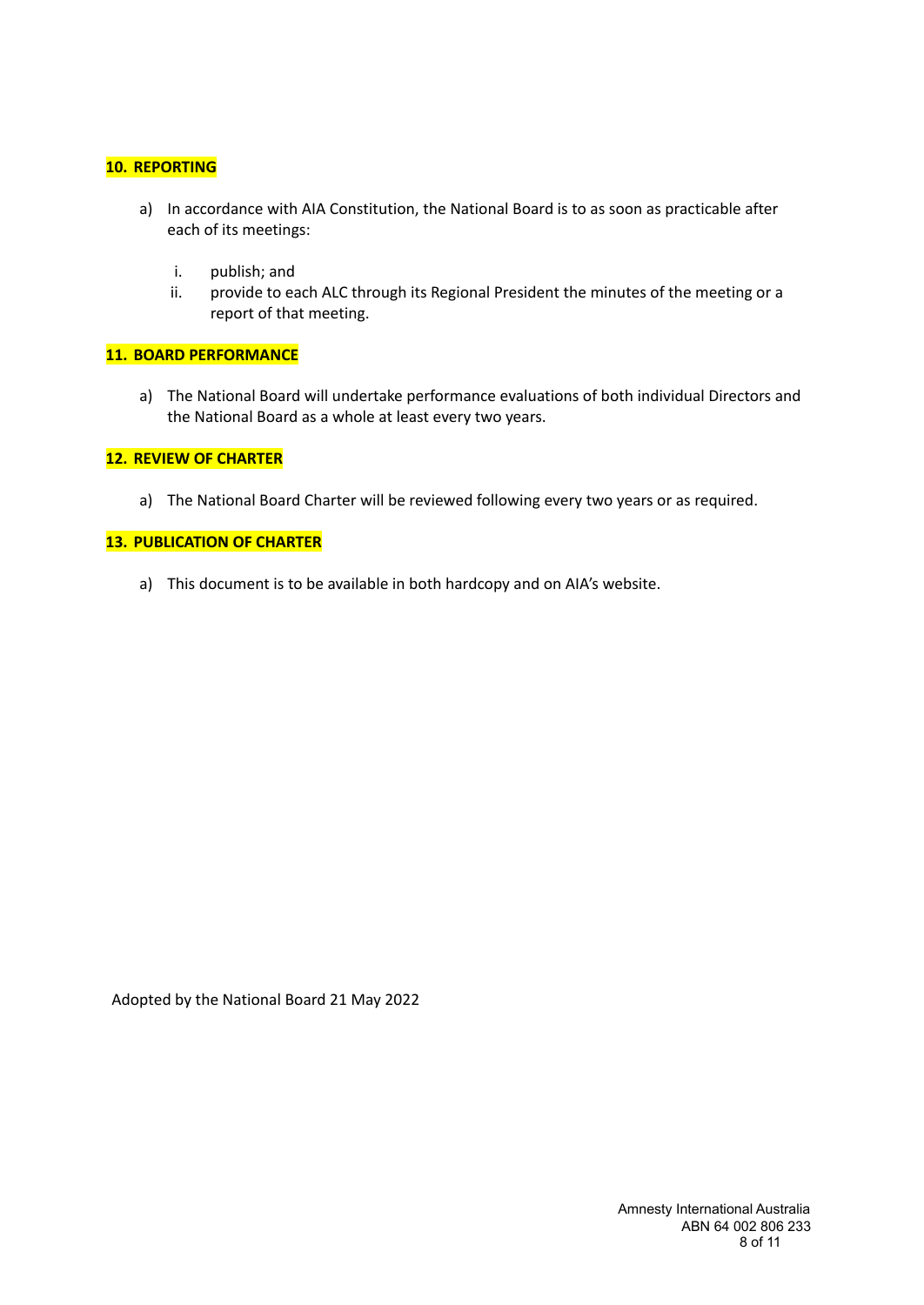## 10. REPORTING

a) In accordance with AIA Constitution, the National Board is to as soon as practicable after each of its meetings:

   i. publish; and
   ii. provide to each ALC through its Regional President the minutes of the meeting or a report of that meeting.

## 11. BOARD PERFORMANCE

a) The National Board will undertake performance evaluations of both individual Directors and the National Board as a whole at least every two years.

## 12. REVIEW OF CHARTER

a) The National Board Charter will be reviewed following every two years or as required.

## 13. PUBLICATION OF CHARTER

a) This document is to be available in both hardcopy and on AIA's website.

Adopted by the National Board 21 May 2022

Amnesty International Australia
ABN 64 002 806 233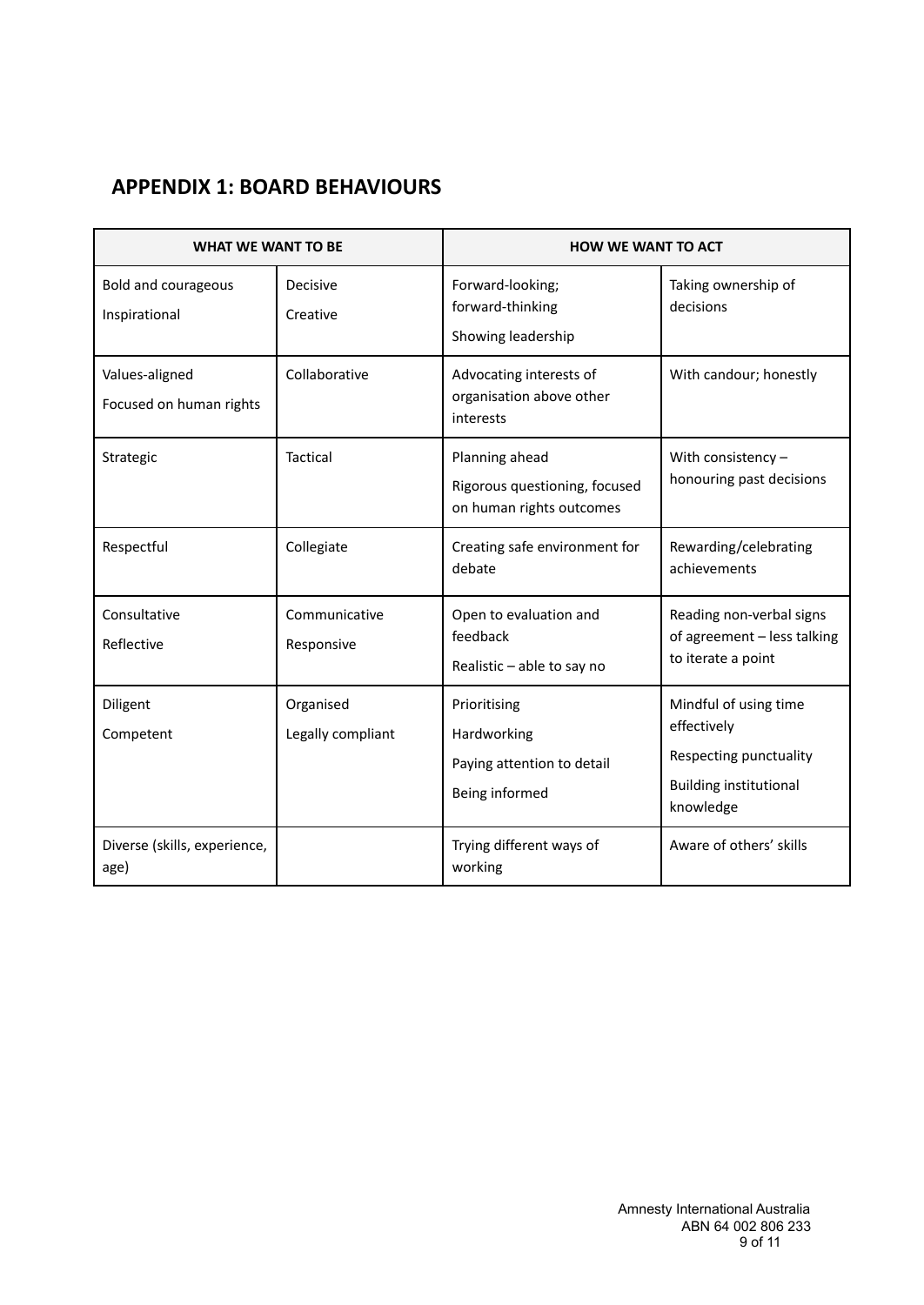## APPENDIX 1: BOARD BEHAVIOURS

| WHAT WE WANT TO BE | | HOW WE WANT TO ACT | |
|---|---|---|---|
| Bold and courageous<br>Inspirational | Decisive<br>Creative | Forward-looking; forward-thinking<br>Showing leadership | Taking ownership of decisions |
| Values-aligned<br>Focused on human rights | Collaborative | Advocating interests of organisation above other interests | With candour; honestly |
| Strategic | Tactical | Planning ahead<br>Rigorous questioning, focused on human rights outcomes | With consistency – honouring past decisions |
| Respectful | Collegiate | Creating safe environment for debate | Rewarding/celebrating achievements |
| Consultative<br>Reflective | Communicative<br>Responsive | Open to evaluation and feedback<br>Realistic – able to say no | Reading non-verbal signs of agreement – less talking to iterate a point |
| Diligent<br>Competent | Organised<br>Legally compliant | Prioritising<br>Hardworking<br>Paying attention to detail<br>Being informed | Mindful of using time effectively<br>Respecting punctuality<br>Building institutional knowledge |
| Diverse (skills, experience, age) | | Trying different ways of working | Aware of others' skills |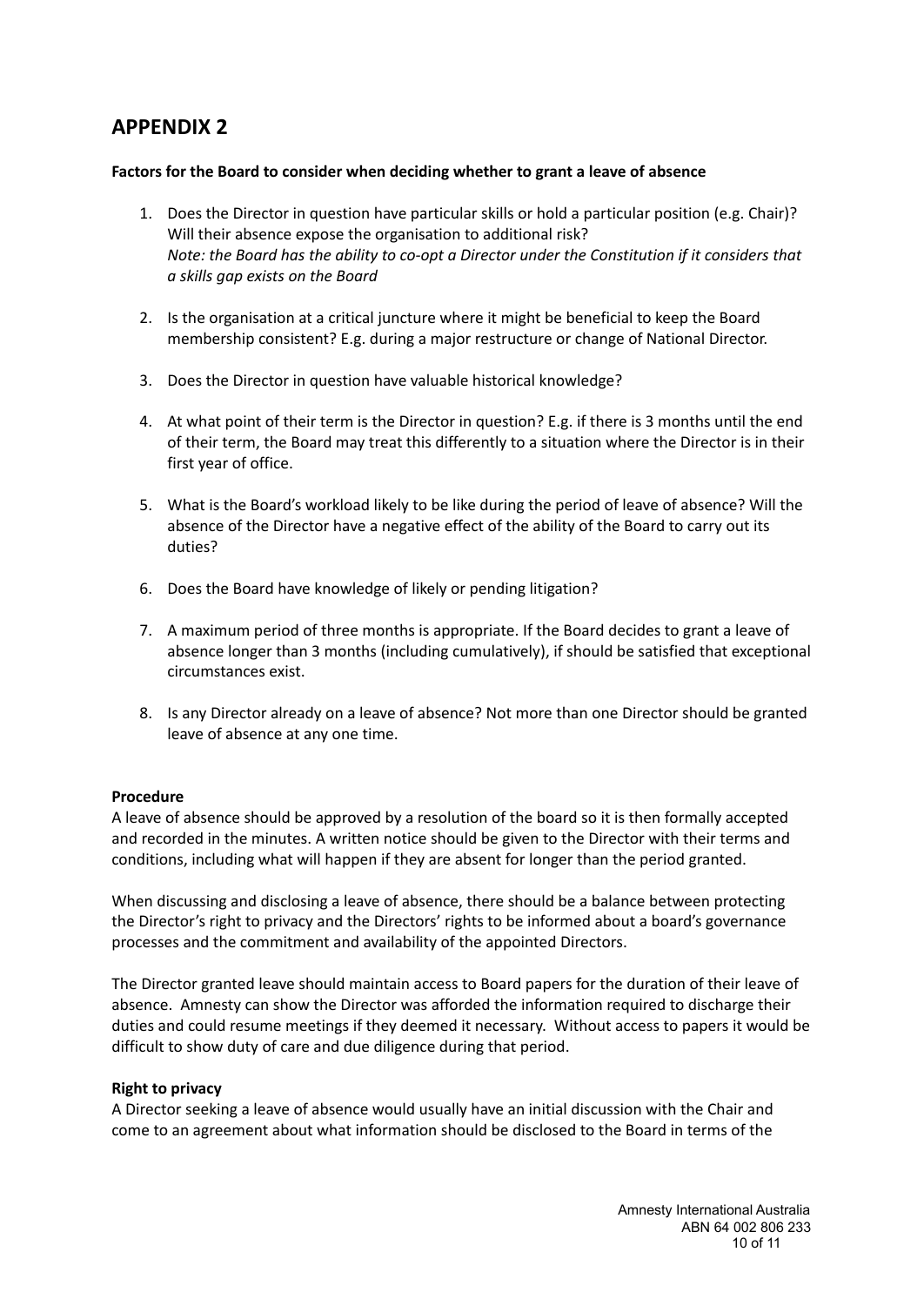## APPENDIX 2

**Factors for the Board to consider when deciding whether to grant a leave of absence**

1. Does the Director in question have particular skills or hold a particular position (e.g. Chair)? Will their absence expose the organisation to additional risk?
   *Note: the Board has the ability to co-opt a Director under the Constitution if it considers that a skills gap exists on the Board*

2. Is the organisation at a critical juncture where it might be beneficial to keep the Board membership consistent? E.g. during a major restructure or change of National Director.

3. Does the Director in question have valuable historical knowledge?

4. At what point of their term is the Director in question? E.g. if there is 3 months until the end of their term, the Board may treat this differently to a situation where the Director is in their first year of office.

5. What is the Board's workload likely to be like during the period of leave of absence? Will the absence of the Director have a negative effect of the ability of the Board to carry out its duties?

6. Does the Board have knowledge of likely or pending litigation?

7. A maximum period of three months is appropriate. If the Board decides to grant a leave of absence longer than 3 months (including cumulatively), if should be satisfied that exceptional circumstances exist.

8. Is any Director already on a leave of absence? Not more than one Director should be granted leave of absence at any one time.

**Procedure**

A leave of absence should be approved by a resolution of the board so it is then formally accepted and recorded in the minutes. A written notice should be given to the Director with their terms and conditions, including what will happen if they are absent for longer than the period granted.

When discussing and disclosing a leave of absence, there should be a balance between protecting the Director's right to privacy and the Directors' rights to be informed about a board's governance processes and the commitment and availability of the appointed Directors.

The Director granted leave should maintain access to Board papers for the duration of their leave of absence. Amnesty can show the Director was afforded the information required to discharge their duties and could resume meetings if they deemed it necessary. Without access to papers it would be difficult to show duty of care and due diligence during that period.

**Right to privacy**

A Director seeking a leave of absence would usually have an initial discussion with the Chair and come to an agreement about what information should be disclosed to the Board in terms of the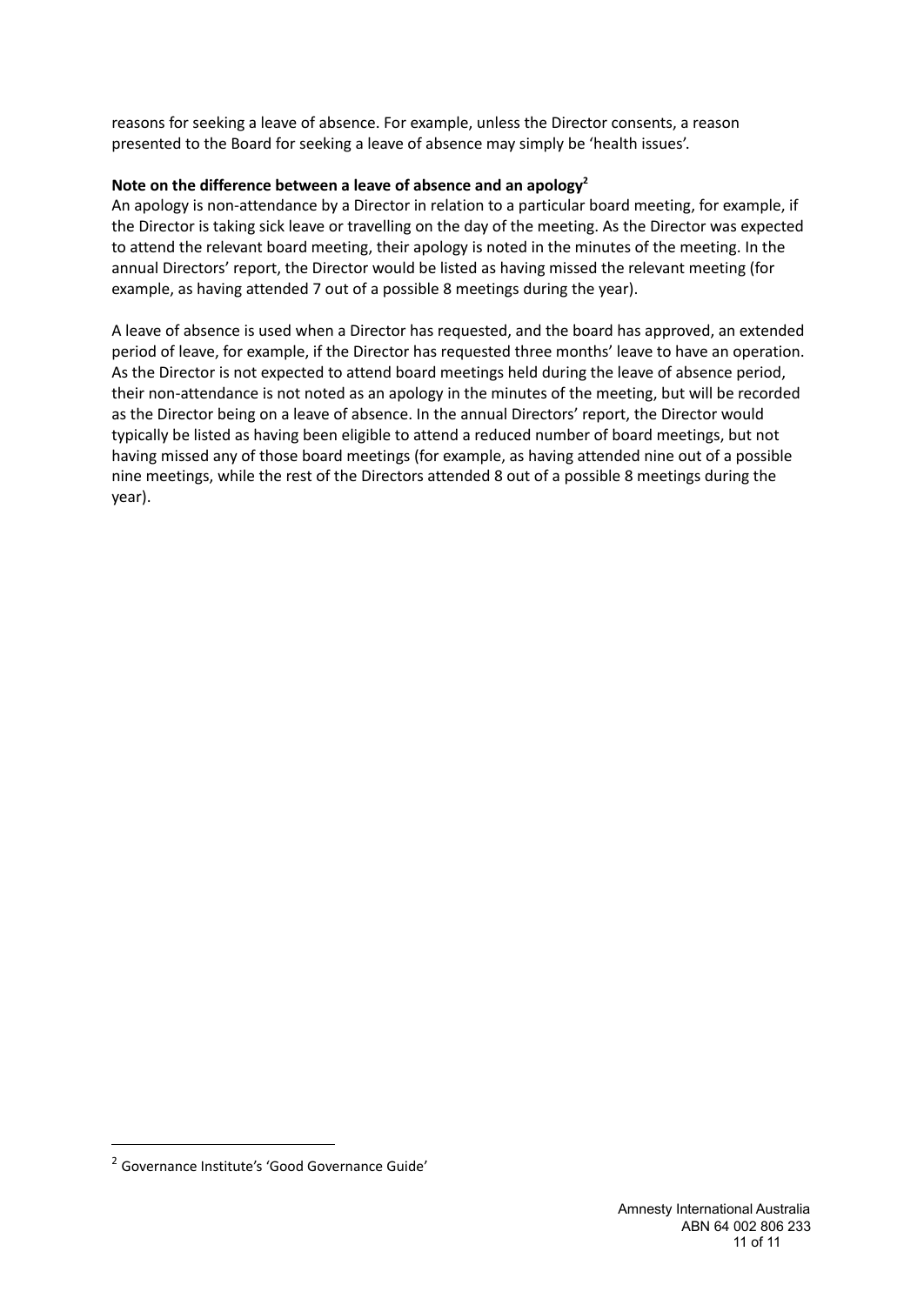reasons for seeking a leave of absence. For example, unless the Director consents, a reason presented to the Board for seeking a leave of absence may simply be 'health issues'.

**Note on the difference between a leave of absence and an apology**[2]

An apology is non-attendance by a Director in relation to a particular board meeting, for example, if the Director is taking sick leave or travelling on the day of the meeting. As the Director was expected to attend the relevant board meeting, their apology is noted in the minutes of the meeting. In the annual Directors' report, the Director would be listed as having missed the relevant meeting (for example, as having attended 7 out of a possible 8 meetings during the year).

A leave of absence is used when a Director has requested, and the board has approved, an extended period of leave, for example, if the Director has requested three months' leave to have an operation. As the Director is not expected to attend board meetings held during the leave of absence period, their non-attendance is not noted as an apology in the minutes of the meeting, but will be recorded as the Director being on a leave of absence. In the annual Directors' report, the Director would typically be listed as having been eligible to attend a reduced number of board meetings, but not having missed any of those board meetings (for example, as having attended nine out of a possible nine meetings, while the rest of the Directors attended 8 out of a possible 8 meetings during the year).

[2] Governance Institute's 'Good Governance Guide'

Amnesty International Australia
ABN 64 002 806 233